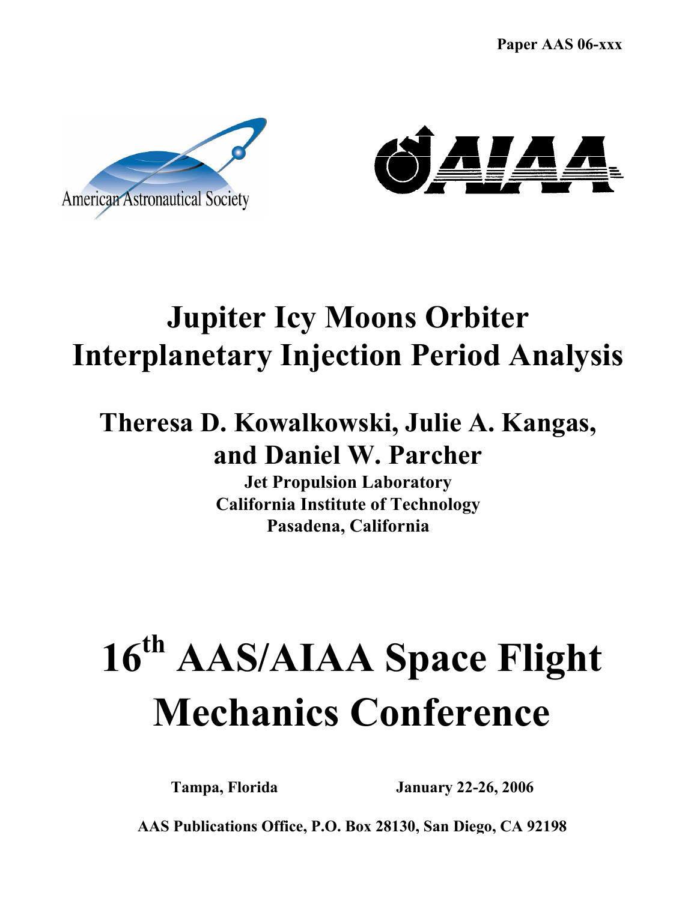Paper AAS 06-xxx

American Astronautical Society

AIAA

# Jupiter Icy Moons Orbiter Interplanetary Injection Period Analysis

## Theresa D. Kowalkowski, Julie A. Kangas, and Daniel W. Parcher

**Jet Propulsion Laboratory**
**California Institute of Technology**
**Pasadena, California**

# 16th AAS/AIAA Space Flight Mechanics Conference

**Tampa, Florida** **January 22-26, 2006**

**AAS Publications Office, P.O. Box 28130, San Diego, CA 92198**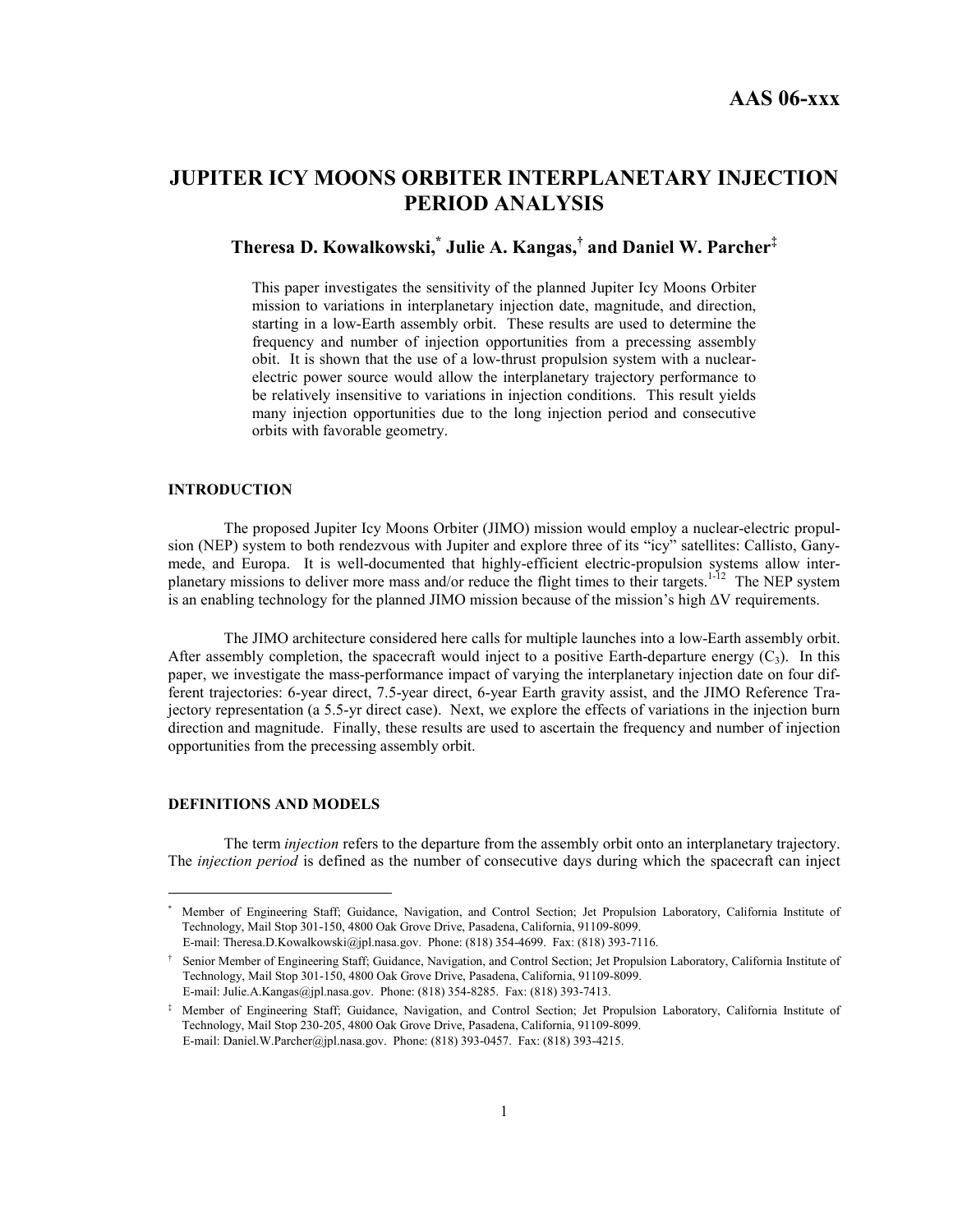AAS 06-xxx

# JUPITER ICY MOONS ORBITER INTERPLANETARY INJECTION PERIOD ANALYSIS

## Theresa D. Kowalkowski,[*] Julie A. Kangas,[†] and Daniel W. Parcher[‡]

This paper investigates the sensitivity of the planned Jupiter Icy Moons Orbiter mission to variations in interplanetary injection date, magnitude, and direction, starting in a low-Earth assembly orbit. These results are used to determine the frequency and number of injection opportunities from a precessing assembly obit. It is shown that the use of a low-thrust propulsion system with a nuclear-electric power source would allow the interplanetary trajectory performance to be relatively insensitive to variations in injection conditions. This result yields many injection opportunities due to the long injection period and consecutive orbits with favorable geometry.

### INTRODUCTION

The proposed Jupiter Icy Moons Orbiter (JIMO) mission would employ a nuclear-electric propulsion (NEP) system to both rendezvous with Jupiter and explore three of its "icy" satellites: Callisto, Ganymede, and Europa. It is well-documented that highly-efficient electric-propulsion systems allow interplanetary missions to deliver more mass and/or reduce the flight times to their targets.[1-12] The NEP system is an enabling technology for the planned JIMO mission because of the mission's high $\Delta V$ requirements.

The JIMO architecture considered here calls for multiple launches into a low-Earth assembly orbit. After assembly completion, the spacecraft would inject to a positive Earth-departure energy ($C_3$). In this paper, we investigate the mass-performance impact of varying the interplanetary injection date on four different trajectories: 6-year direct, 7.5-year direct, 6-year Earth gravity assist, and the JIMO Reference Trajectory representation (a 5.5-yr direct case). Next, we explore the effects of variations in the injection burn direction and magnitude. Finally, these results are used to ascertain the frequency and number of injection opportunities from the precessing assembly orbit.

### DEFINITIONS AND MODELS

The term *injection* refers to the departure from the assembly orbit onto an interplanetary trajectory. The *injection period* is defined as the number of consecutive days during which the spacecraft can inject

---

[*] Member of Engineering Staff; Guidance, Navigation, and Control Section; Jet Propulsion Laboratory, California Institute of Technology, Mail Stop 301-150, 4800 Oak Grove Drive, Pasadena, California, 91109-8099. E-mail: Theresa.D.Kowalkowski@jpl.nasa.gov. Phone: (818) 354-4699. Fax: (818) 393-7116.

[†] Senior Member of Engineering Staff; Guidance, Navigation, and Control Section; Jet Propulsion Laboratory, California Institute of Technology, Mail Stop 301-150, 4800 Oak Grove Drive, Pasadena, California, 91109-8099. E-mail: Julie.A.Kangas@jpl.nasa.gov. Phone: (818) 354-8285. Fax: (818) 393-7413.

[‡] Member of Engineering Staff; Guidance, Navigation, and Control Section; Jet Propulsion Laboratory, California Institute of Technology, Mail Stop 230-205, 4800 Oak Grove Drive, Pasadena, California, 91109-8099. E-mail: Daniel.W.Parcher@jpl.nasa.gov. Phone: (818) 393-0457. Fax: (818) 393-4215.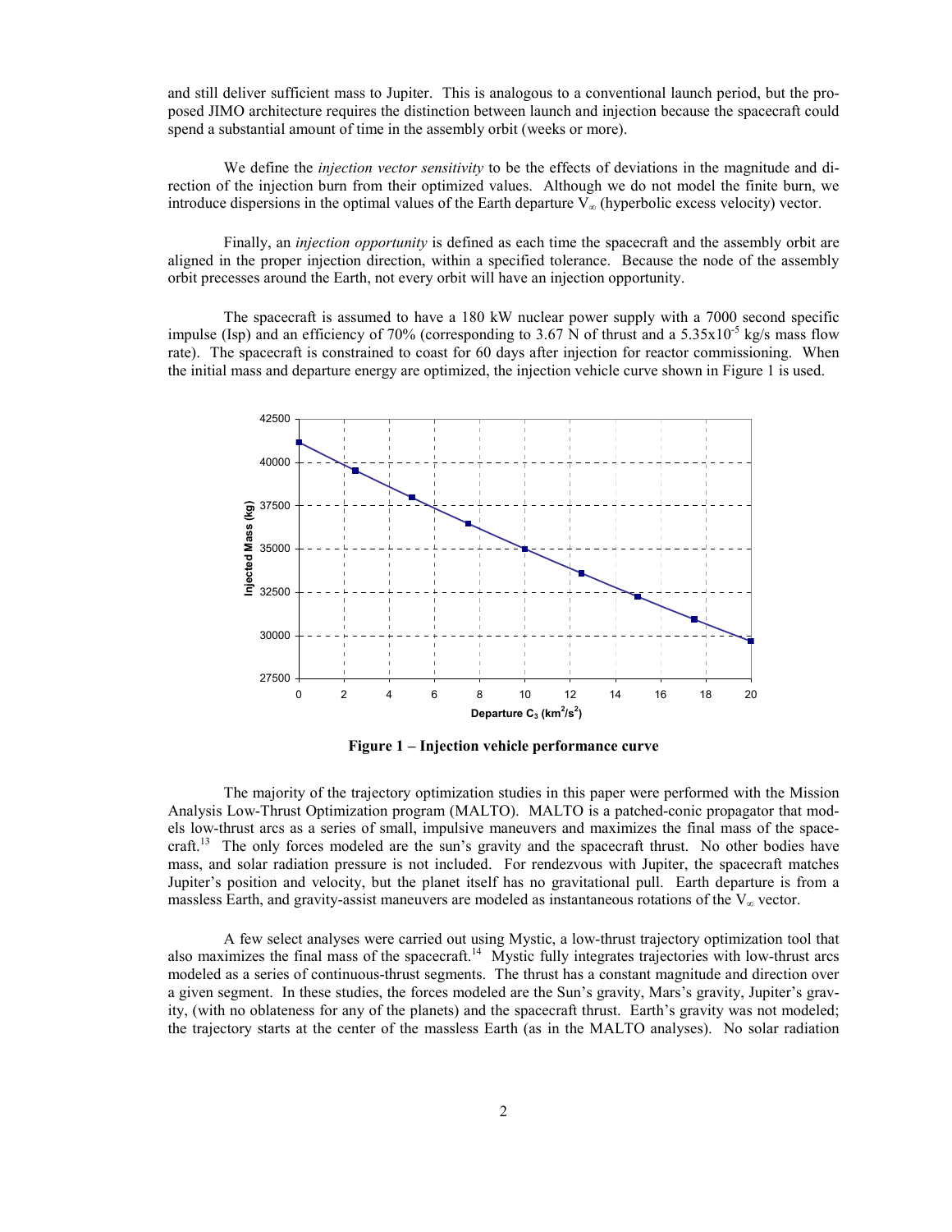and still deliver sufficient mass to Jupiter. This is analogous to a conventional launch period, but the proposed JIMO architecture requires the distinction between launch and injection because the spacecraft could spend a substantial amount of time in the assembly orbit (weeks or more).

We define the *injection vector sensitivity* to be the effects of deviations in the magnitude and direction of the injection burn from their optimized values. Although we do not model the finite burn, we introduce dispersions in the optimal values of the Earth departure $V_\infty$ (hyperbolic excess velocity) vector.

Finally, an *injection opportunity* is defined as each time the spacecraft and the assembly orbit are aligned in the proper injection direction, within a specified tolerance. Because the node of the assembly orbit precesses around the Earth, not every orbit will have an injection opportunity.

The spacecraft is assumed to have a 180 kW nuclear power supply with a 7000 second specific impulse (Isp) and an efficiency of 70% (corresponding to 3.67 N of thrust and a $5.35 \times 10^{-5}$ kg/s mass flow rate). The spacecraft is constrained to coast for 60 days after injection for reactor commissioning. When the initial mass and departure energy are optimized, the injection vehicle curve shown in Figure 1 is used.

**Figure 1 – Injection vehicle performance curve**

The majority of the trajectory optimization studies in this paper were performed with the Mission Analysis Low-Thrust Optimization program (MALTO). MALTO is a patched-conic propagator that models low-thrust arcs as a series of small, impulsive maneuvers and maximizes the final mass of the spacecraft.[13] The only forces modeled are the sun's gravity and the spacecraft thrust. No other bodies have mass, and solar radiation pressure is not included. For rendezvous with Jupiter, the spacecraft matches Jupiter's position and velocity, but the planet itself has no gravitational pull. Earth departure is from a massless Earth, and gravity-assist maneuvers are modeled as instantaneous rotations of the $V_\infty$ vector.

A few select analyses were carried out using Mystic, a low-thrust trajectory optimization tool that also maximizes the final mass of the spacecraft.[14] Mystic fully integrates trajectories with low-thrust arcs modeled as a series of continuous-thrust segments. The thrust has a constant magnitude and direction over a given segment. In these studies, the forces modeled are the Sun's gravity, Mars's gravity, Jupiter's gravity, (with no oblateness for any of the planets) and the spacecraft thrust. Earth's gravity was not modeled; the trajectory starts at the center of the massless Earth (as in the MALTO analyses). No solar radiation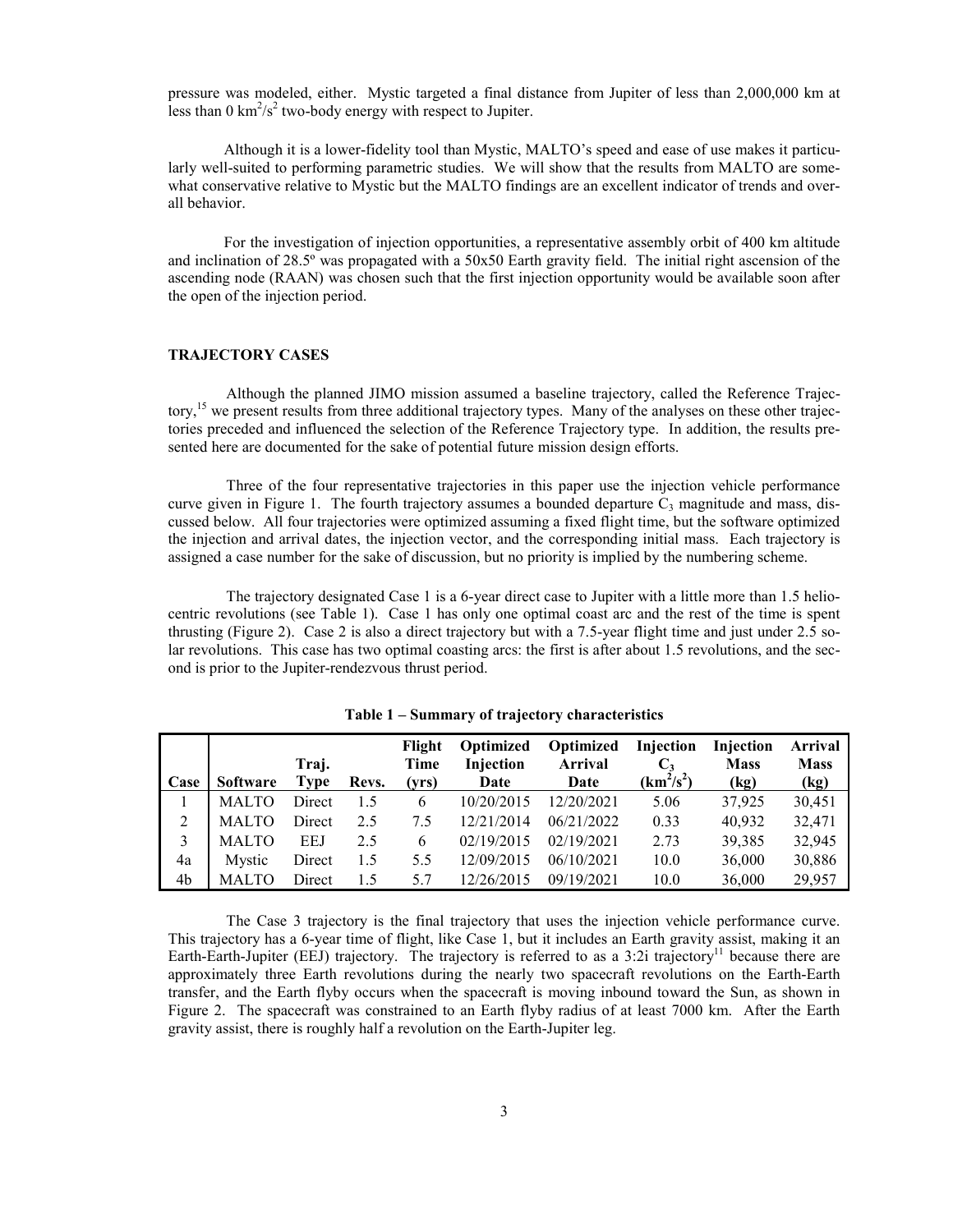pressure was modeled, either. Mystic targeted a final distance from Jupiter of less than 2,000,000 km at less than 0 $km^2/s^2$ two-body energy with respect to Jupiter.

Although it is a lower-fidelity tool than Mystic, MALTO's speed and ease of use makes it particularly well-suited to performing parametric studies. We will show that the results from MALTO are somewhat conservative relative to Mystic but the MALTO findings are an excellent indicator of trends and overall behavior.

For the investigation of injection opportunities, a representative assembly orbit of 400 km altitude and inclination of 28.5º was propagated with a 50x50 Earth gravity field. The initial right ascension of the ascending node (RAAN) was chosen such that the first injection opportunity would be available soon after the open of the injection period.

## TRAJECTORY CASES

Although the planned JIMO mission assumed a baseline trajectory, called the Reference Trajectory,[15] we present results from three additional trajectory types. Many of the analyses on these other trajectories preceded and influenced the selection of the Reference Trajectory type. In addition, the results presented here are documented for the sake of potential future mission design efforts.

Three of the four representative trajectories in this paper use the injection vehicle performance curve given in Figure 1. The fourth trajectory assumes a bounded departure $C_3$ magnitude and mass, discussed below. All four trajectories were optimized assuming a fixed flight time, but the software optimized the injection and arrival dates, the injection vector, and the corresponding initial mass. Each trajectory is assigned a case number for the sake of discussion, but no priority is implied by the numbering scheme.

The trajectory designated Case 1 is a 6-year direct case to Jupiter with a little more than 1.5 heliocentric revolutions (see Table 1). Case 1 has only one optimal coast arc and the rest of the time is spent thrusting (Figure 2). Case 2 is also a direct trajectory but with a 7.5-year flight time and just under 2.5 solar revolutions. This case has two optimal coasting arcs: the first is after about 1.5 revolutions, and the second is prior to the Jupiter-rendezvous thrust period.

**Table 1 – Summary of trajectory characteristics**

| Case | Software | Traj. Type | Revs. | Flight Time (yrs) | Optimized Injection Date | Optimized Arrival Date | Injection $C_3$ ($km^2/s^2$) | Injection Mass (kg) | Arrival Mass (kg) |
|---|---|---|---|---|---|---|---|---|---|
| 1 | MALTO | Direct | 1.5 | 6 | 10/20/2015 | 12/20/2021 | 5.06 | 37,925 | 30,451 |
| 2 | MALTO | Direct | 2.5 | 7.5 | 12/21/2014 | 06/21/2022 | 0.33 | 40,932 | 32,471 |
| 3 | MALTO | EEJ | 2.5 | 6 | 02/19/2015 | 02/19/2021 | 2.73 | 39,385 | 32,945 |
| 4a | Mystic | Direct | 1.5 | 5.5 | 12/09/2015 | 06/10/2021 | 10.0 | 36,000 | 30,886 |
| 4b | MALTO | Direct | 1.5 | 5.7 | 12/26/2015 | 09/19/2021 | 10.0 | 36,000 | 29,957 |

The Case 3 trajectory is the final trajectory that uses the injection vehicle performance curve. This trajectory has a 6-year time of flight, like Case 1, but it includes an Earth gravity assist, making it an Earth-Earth-Jupiter (EEJ) trajectory. The trajectory is referred to as a 3:2i trajectory[11] because there are approximately three Earth revolutions during the nearly two spacecraft revolutions on the Earth-Earth transfer, and the Earth flyby occurs when the spacecraft is moving inbound toward the Sun, as shown in Figure 2. The spacecraft was constrained to an Earth flyby radius of at least 7000 km. After the Earth gravity assist, there is roughly half a revolution on the Earth-Jupiter leg.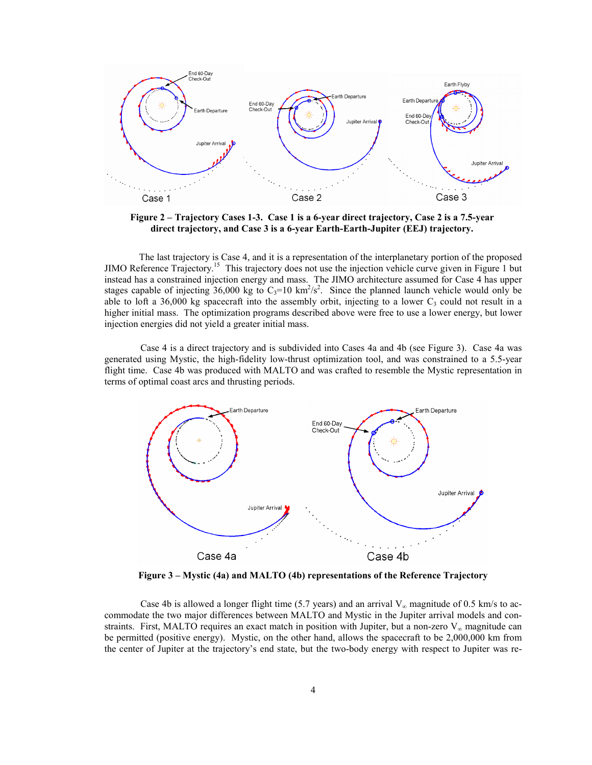**Figure 2 – Trajectory Cases 1-3. Case 1 is a 6-year direct trajectory, Case 2 is a 7.5-year direct trajectory, and Case 3 is a 6-year Earth-Earth-Jupiter (EEJ) trajectory.**

The last trajectory is Case 4, and it is a representation of the interplanetary portion of the proposed JIMO Reference Trajectory.[15] This trajectory does not use the injection vehicle curve given in Figure 1 but instead has a constrained injection energy and mass. The JIMO architecture assumed for Case 4 has upper stages capable of injecting 36,000 kg to $C_3$=10 km$^2$/s$^2$. Since the planned launch vehicle would only be able to loft a 36,000 kg spacecraft into the assembly orbit, injecting to a lower $C_3$ could not result in a higher initial mass. The optimization programs described above were free to use a lower energy, but lower injection energies did not yield a greater initial mass.

Case 4 is a direct trajectory and is subdivided into Cases 4a and 4b (see Figure 3). Case 4a was generated using Mystic, the high-fidelity low-thrust optimization tool, and was constrained to a 5.5-year flight time. Case 4b was produced with MALTO and was crafted to resemble the Mystic representation in terms of optimal coast arcs and thrusting periods.

**Figure 3 – Mystic (4a) and MALTO (4b) representations of the Reference Trajectory**

Case 4b is allowed a longer flight time (5.7 years) and an arrival $V_\infty$ magnitude of 0.5 km/s to accommodate the two major differences between MALTO and Mystic in the Jupiter arrival models and constraints. First, MALTO requires an exact match in position with Jupiter, but a non-zero $V_\infty$ magnitude can be permitted (positive energy). Mystic, on the other hand, allows the spacecraft to be 2,000,000 km from the center of Jupiter at the trajectory's end state, but the two-body energy with respect to Jupiter was re-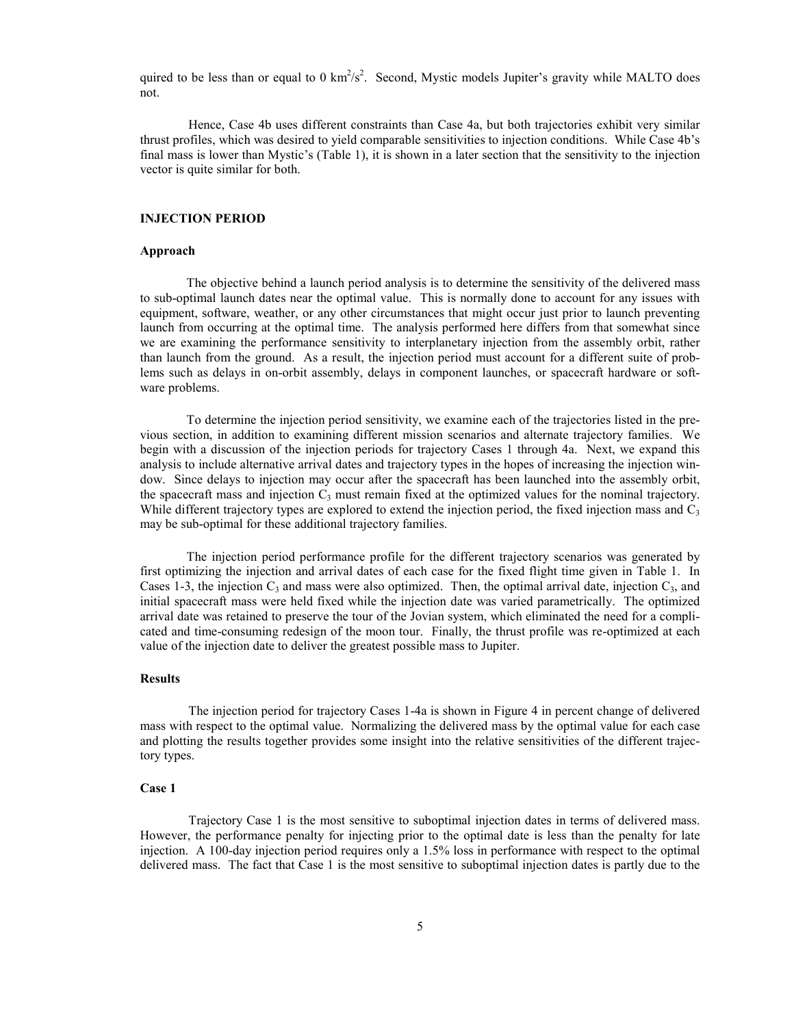quired to be less than or equal to 0 $km^2/s^2$. Second, Mystic models Jupiter's gravity while MALTO does not.

Hence, Case 4b uses different constraints than Case 4a, but both trajectories exhibit very similar thrust profiles, which was desired to yield comparable sensitivities to injection conditions. While Case 4b's final mass is lower than Mystic's (Table 1), it is shown in a later section that the sensitivity to the injection vector is quite similar for both.

## INJECTION PERIOD

### Approach

The objective behind a launch period analysis is to determine the sensitivity of the delivered mass to sub-optimal launch dates near the optimal value. This is normally done to account for any issues with equipment, software, weather, or any other circumstances that might occur just prior to launch preventing launch from occurring at the optimal time. The analysis performed here differs from that somewhat since we are examining the performance sensitivity to interplanetary injection from the assembly orbit, rather than launch from the ground. As a result, the injection period must account for a different suite of problems such as delays in on-orbit assembly, delays in component launches, or spacecraft hardware or software problems.

To determine the injection period sensitivity, we examine each of the trajectories listed in the previous section, in addition to examining different mission scenarios and alternate trajectory families. We begin with a discussion of the injection periods for trajectory Cases 1 through 4a. Next, we expand this analysis to include alternative arrival dates and trajectory types in the hopes of increasing the injection window. Since delays to injection may occur after the spacecraft has been launched into the assembly orbit, the spacecraft mass and injection $C_3$ must remain fixed at the optimized values for the nominal trajectory. While different trajectory types are explored to extend the injection period, the fixed injection mass and $C_3$ may be sub-optimal for these additional trajectory families.

The injection period performance profile for the different trajectory scenarios was generated by first optimizing the injection and arrival dates of each case for the fixed flight time given in Table 1. In Cases 1-3, the injection $C_3$ and mass were also optimized. Then, the optimal arrival date, injection $C_3$, and initial spacecraft mass were held fixed while the injection date was varied parametrically. The optimized arrival date was retained to preserve the tour of the Jovian system, which eliminated the need for a complicated and time-consuming redesign of the moon tour. Finally, the thrust profile was re-optimized at each value of the injection date to deliver the greatest possible mass to Jupiter.

### Results

The injection period for trajectory Cases 1-4a is shown in Figure 4 in percent change of delivered mass with respect to the optimal value. Normalizing the delivered mass by the optimal value for each case and plotting the results together provides some insight into the relative sensitivities of the different trajectory types.

### Case 1

Trajectory Case 1 is the most sensitive to suboptimal injection dates in terms of delivered mass. However, the performance penalty for injecting prior to the optimal date is less than the penalty for late injection. A 100-day injection period requires only a 1.5% loss in performance with respect to the optimal delivered mass. The fact that Case 1 is the most sensitive to suboptimal injection dates is partly due to the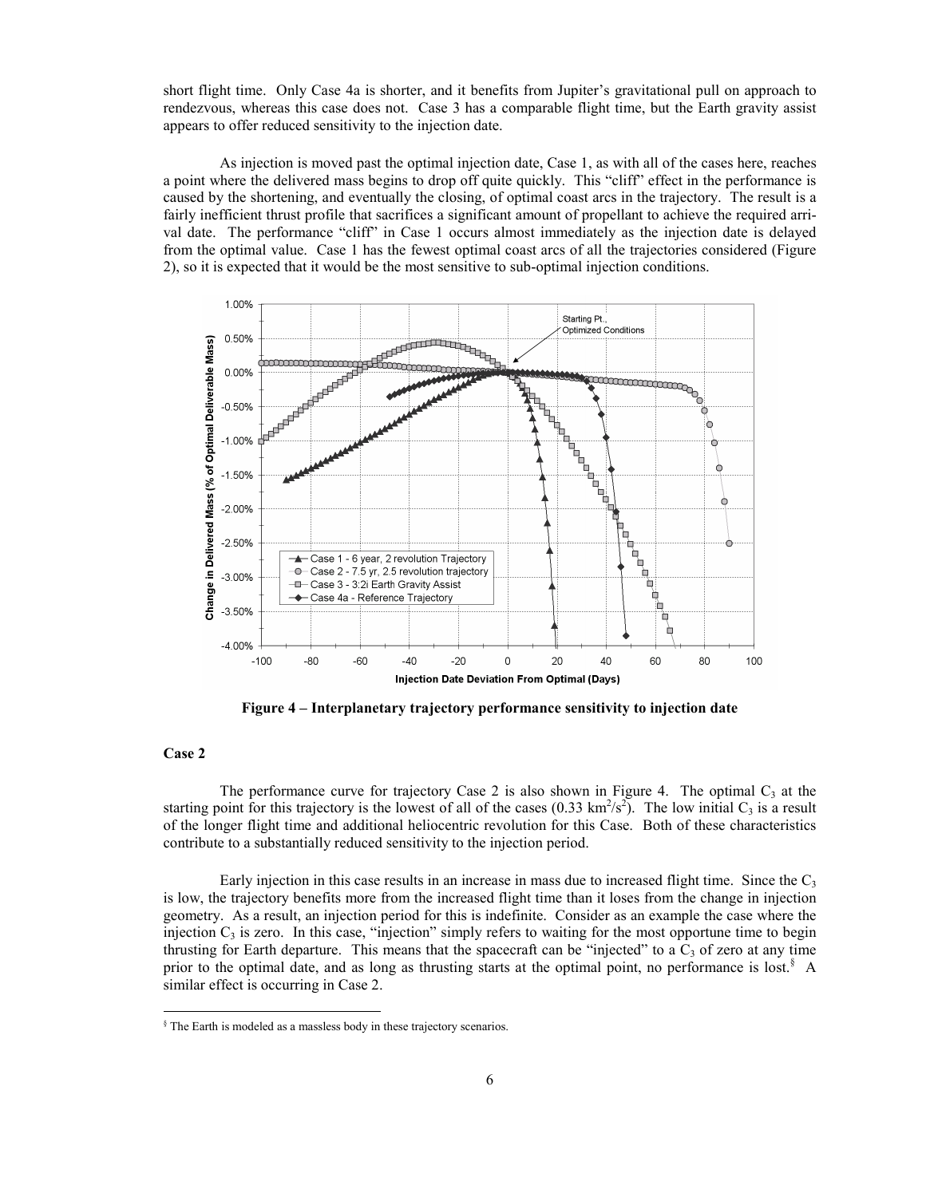short flight time. Only Case 4a is shorter, and it benefits from Jupiter's gravitational pull on approach to rendezvous, whereas this case does not. Case 3 has a comparable flight time, but the Earth gravity assist appears to offer reduced sensitivity to the injection date.

As injection is moved past the optimal injection date, Case 1, as with all of the cases here, reaches a point where the delivered mass begins to drop off quite quickly. This "cliff" effect in the performance is caused by the shortening, and eventually the closing, of optimal coast arcs in the trajectory. The result is a fairly inefficient thrust profile that sacrifices a significant amount of propellant to achieve the required arrival date. The performance "cliff" in Case 1 occurs almost immediately as the injection date is delayed from the optimal value. Case 1 has the fewest optimal coast arcs of all the trajectories considered (Figure 2), so it is expected that it would be the most sensitive to sub-optimal injection conditions.

**Figure 4 – Interplanetary trajectory performance sensitivity to injection date**

### Case 2

The performance curve for trajectory Case 2 is also shown in Figure 4. The optimal $C_3$ at the starting point for this trajectory is the lowest of all of the cases (0.33 $km^2/s^2$). The low initial $C_3$ is a result of the longer flight time and additional heliocentric revolution for this Case. Both of these characteristics contribute to a substantially reduced sensitivity to the injection period.

Early injection in this case results in an increase in mass due to increased flight time. Since the $C_3$ is low, the trajectory benefits more from the increased flight time than it loses from the change in injection geometry. As a result, an injection period for this is indefinite. Consider as an example the case where the injection $C_3$ is zero. In this case, "injection" simply refers to waiting for the most opportune time to begin thrusting for Earth departure. This means that the spacecraft can be "injected" to a $C_3$ of zero at any time prior to the optimal date, and as long as thrusting starts at the optimal point, no performance is lost.[§] A similar effect is occurring in Case 2.

[§] The Earth is modeled as a massless body in these trajectory scenarios.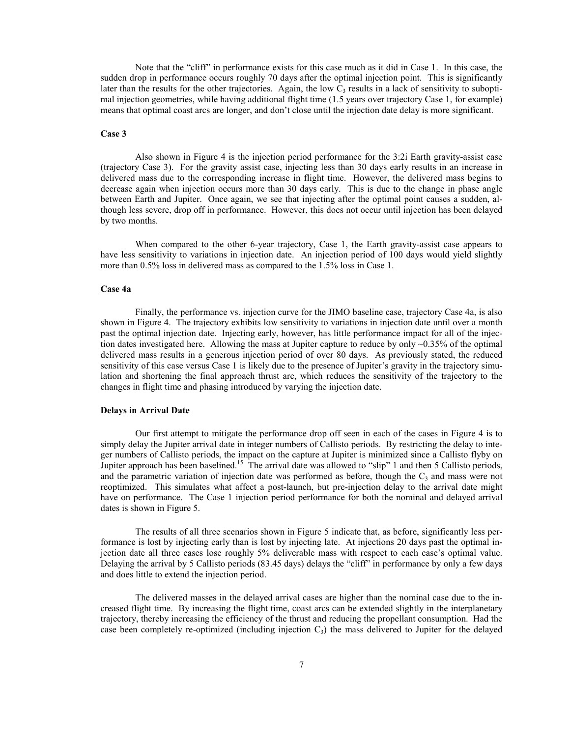Note that the "cliff" in performance exists for this case much as it did in Case 1. In this case, the sudden drop in performance occurs roughly 70 days after the optimal injection point. This is significantly later than the results for the other trajectories. Again, the low $C_3$ results in a lack of sensitivity to suboptimal injection geometries, while having additional flight time (1.5 years over trajectory Case 1, for example) means that optimal coast arcs are longer, and don't close until the injection date delay is more significant.

### Case 3

Also shown in Figure 4 is the injection period performance for the 3:2i Earth gravity-assist case (trajectory Case 3). For the gravity assist case, injecting less than 30 days early results in an increase in delivered mass due to the corresponding increase in flight time. However, the delivered mass begins to decrease again when injection occurs more than 30 days early. This is due to the change in phase angle between Earth and Jupiter. Once again, we see that injecting after the optimal point causes a sudden, although less severe, drop off in performance. However, this does not occur until injection has been delayed by two months.

When compared to the other 6-year trajectory, Case 1, the Earth gravity-assist case appears to have less sensitivity to variations in injection date. An injection period of 100 days would yield slightly more than 0.5% loss in delivered mass as compared to the 1.5% loss in Case 1.

### Case 4a

Finally, the performance vs. injection curve for the JIMO baseline case, trajectory Case 4a, is also shown in Figure 4. The trajectory exhibits low sensitivity to variations in injection date until over a month past the optimal injection date. Injecting early, however, has little performance impact for all of the injection dates investigated here. Allowing the mass at Jupiter capture to reduce by only ~0.35% of the optimal delivered mass results in a generous injection period of over 80 days. As previously stated, the reduced sensitivity of this case versus Case 1 is likely due to the presence of Jupiter's gravity in the trajectory simulation and shortening the final approach thrust arc, which reduces the sensitivity of the trajectory to the changes in flight time and phasing introduced by varying the injection date.

### Delays in Arrival Date

Our first attempt to mitigate the performance drop off seen in each of the cases in Figure 4 is to simply delay the Jupiter arrival date in integer numbers of Callisto periods. By restricting the delay to integer numbers of Callisto periods, the impact on the capture at Jupiter is minimized since a Callisto flyby on Jupiter approach has been baselined.[15] The arrival date was allowed to "slip" 1 and then 5 Callisto periods, and the parametric variation of injection date was performed as before, though the $C_3$ and mass were not reoptimized. This simulates what affect a post-launch, but pre-injection delay to the arrival date might have on performance. The Case 1 injection period performance for both the nominal and delayed arrival dates is shown in Figure 5.

The results of all three scenarios shown in Figure 5 indicate that, as before, significantly less performance is lost by injecting early than is lost by injecting late. At injections 20 days past the optimal injection date all three cases lose roughly 5% deliverable mass with respect to each case's optimal value. Delaying the arrival by 5 Callisto periods (83.45 days) delays the "cliff" in performance by only a few days and does little to extend the injection period.

The delivered masses in the delayed arrival cases are higher than the nominal case due to the increased flight time. By increasing the flight time, coast arcs can be extended slightly in the interplanetary trajectory, thereby increasing the efficiency of the thrust and reducing the propellant consumption. Had the case been completely re-optimized (including injection $C_3$) the mass delivered to Jupiter for the delayed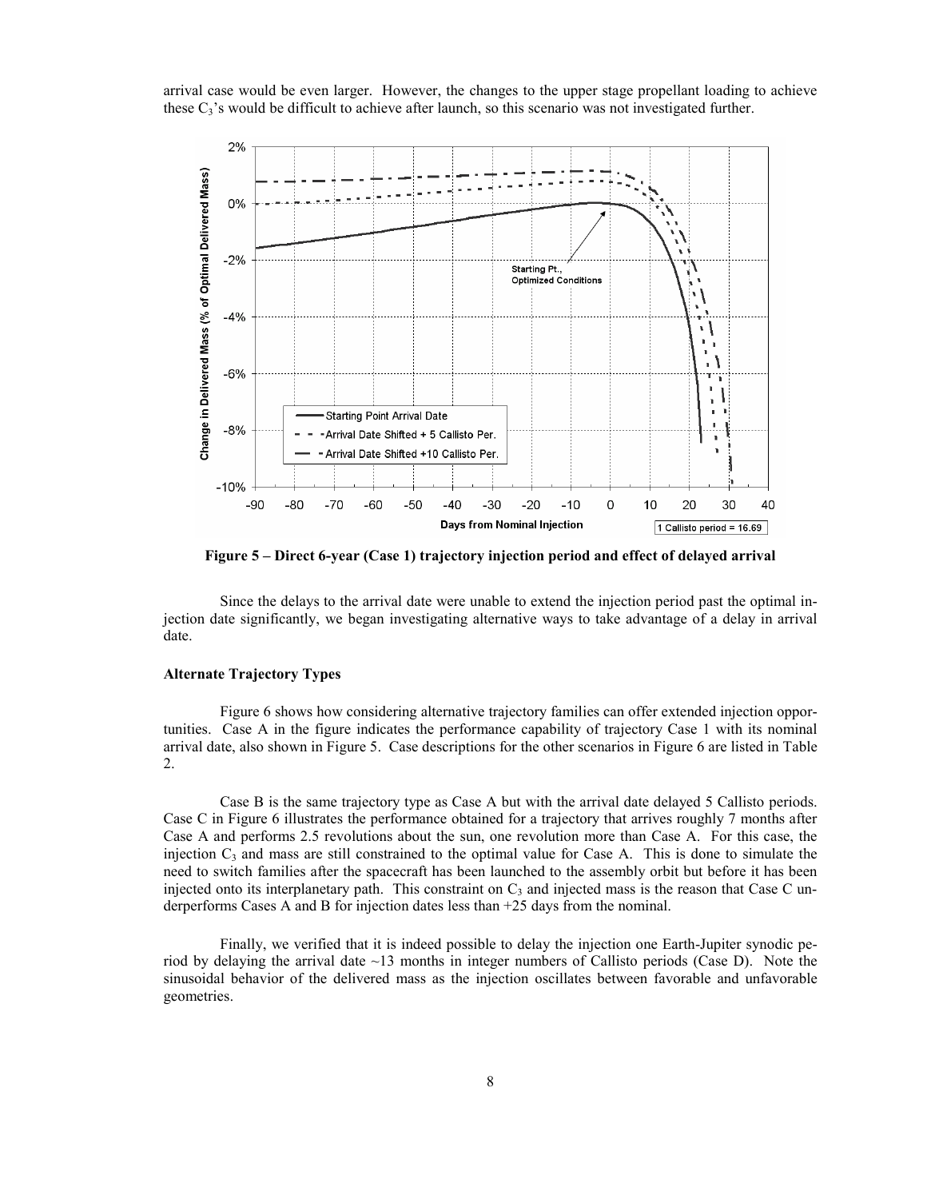arrival case would be even larger. However, the changes to the upper stage propellant loading to achieve these $C_3$'s would be difficult to achieve after launch, so this scenario was not investigated further.

**Figure 5 – Direct 6-year (Case 1) trajectory injection period and effect of delayed arrival**

Since the delays to the arrival date were unable to extend the injection period past the optimal injection date significantly, we began investigating alternative ways to take advantage of a delay in arrival date.

### Alternate Trajectory Types

Figure 6 shows how considering alternative trajectory families can offer extended injection opportunities. Case A in the figure indicates the performance capability of trajectory Case 1 with its nominal arrival date, also shown in Figure 5. Case descriptions for the other scenarios in Figure 6 are listed in Table 2.

Case B is the same trajectory type as Case A but with the arrival date delayed 5 Callisto periods. Case C in Figure 6 illustrates the performance obtained for a trajectory that arrives roughly 7 months after Case A and performs 2.5 revolutions about the sun, one revolution more than Case A. For this case, the injection $C_3$ and mass are still constrained to the optimal value for Case A. This is done to simulate the need to switch families after the spacecraft has been launched to the assembly orbit but before it has been injected onto its interplanetary path. This constraint on $C_3$ and injected mass is the reason that Case C underperforms Cases A and B for injection dates less than +25 days from the nominal.

Finally, we verified that it is indeed possible to delay the injection one Earth-Jupiter synodic period by delaying the arrival date ~13 months in integer numbers of Callisto periods (Case D). Note the sinusoidal behavior of the delivered mass as the injection oscillates between favorable and unfavorable geometries.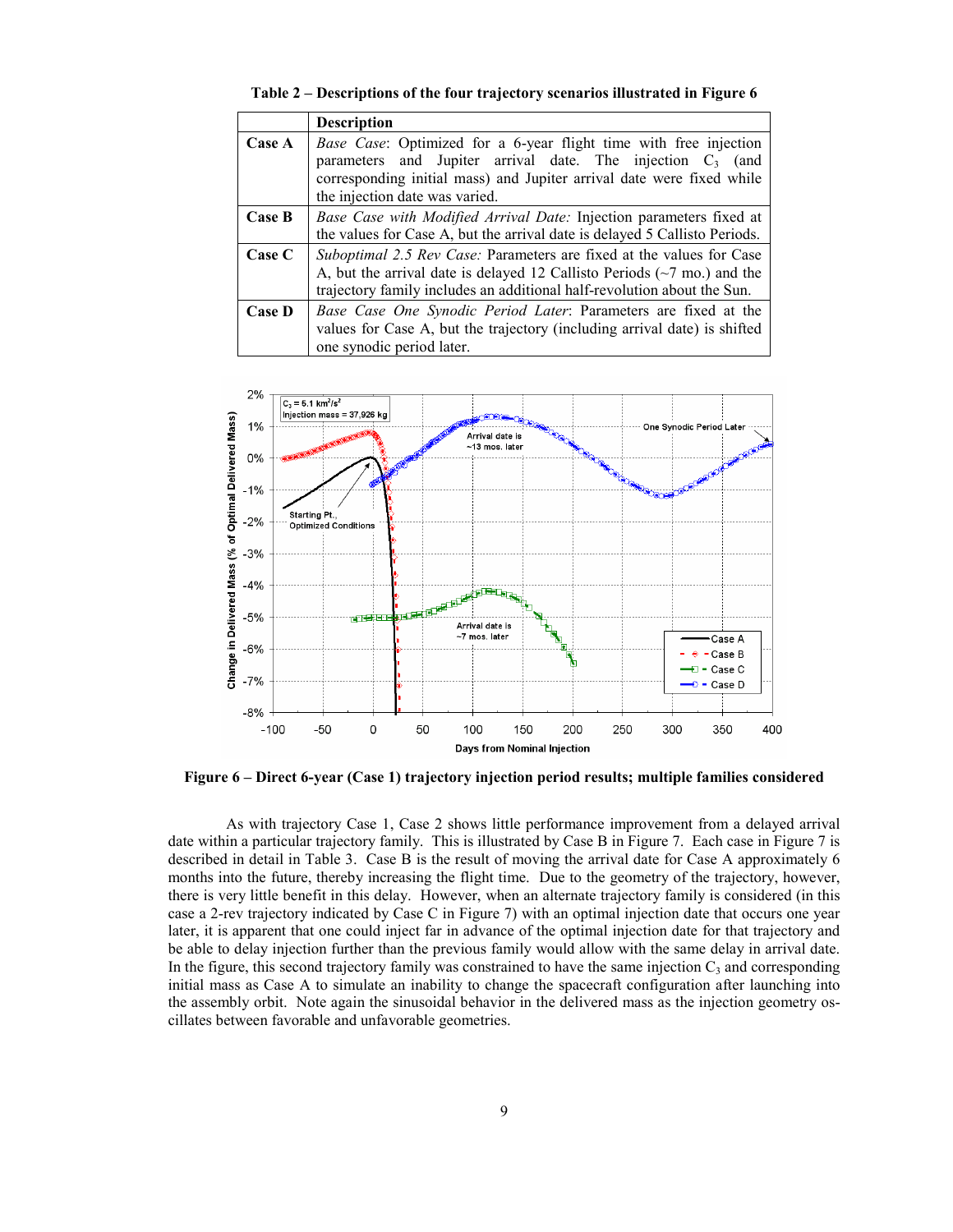**Table 2 – Descriptions of the four trajectory scenarios illustrated in Figure 6**

| | Description |
|---|---|
| **Case A** | *Base Case*: Optimized for a 6-year flight time with free injection parameters and Jupiter arrival date. The injection $C_3$ (and corresponding initial mass) and Jupiter arrival date were fixed while the injection date was varied. |
| **Case B** | *Base Case with Modified Arrival Date:* Injection parameters fixed at the values for Case A, but the arrival date is delayed 5 Callisto Periods. |
| **Case C** | *Suboptimal 2.5 Rev Case:* Parameters are fixed at the values for Case A, but the arrival date is delayed 12 Callisto Periods (~7 mo.) and the trajectory family includes an additional half-revolution about the Sun. |
| **Case D** | *Base Case One Synodic Period Later*: Parameters are fixed at the values for Case A, but the trajectory (including arrival date) is shifted one synodic period later. |

**Figure 6 – Direct 6-year (Case 1) trajectory injection period results; multiple families considered**

As with trajectory Case 1, Case 2 shows little performance improvement from a delayed arrival date within a particular trajectory family. This is illustrated by Case B in Figure 7. Each case in Figure 7 is described in detail in Table 3. Case B is the result of moving the arrival date for Case A approximately 6 months into the future, thereby increasing the flight time. Due to the geometry of the trajectory, however, there is very little benefit in this delay. However, when an alternate trajectory family is considered (in this case a 2-rev trajectory indicated by Case C in Figure 7) with an optimal injection date that occurs one year later, it is apparent that one could inject far in advance of the optimal injection date for that trajectory and be able to delay injection further than the previous family would allow with the same delay in arrival date. In the figure, this second trajectory family was constrained to have the same injection $C_3$ and corresponding initial mass as Case A to simulate an inability to change the spacecraft configuration after launching into the assembly orbit. Note again the sinusoidal behavior in the delivered mass as the injection geometry oscillates between favorable and unfavorable geometries.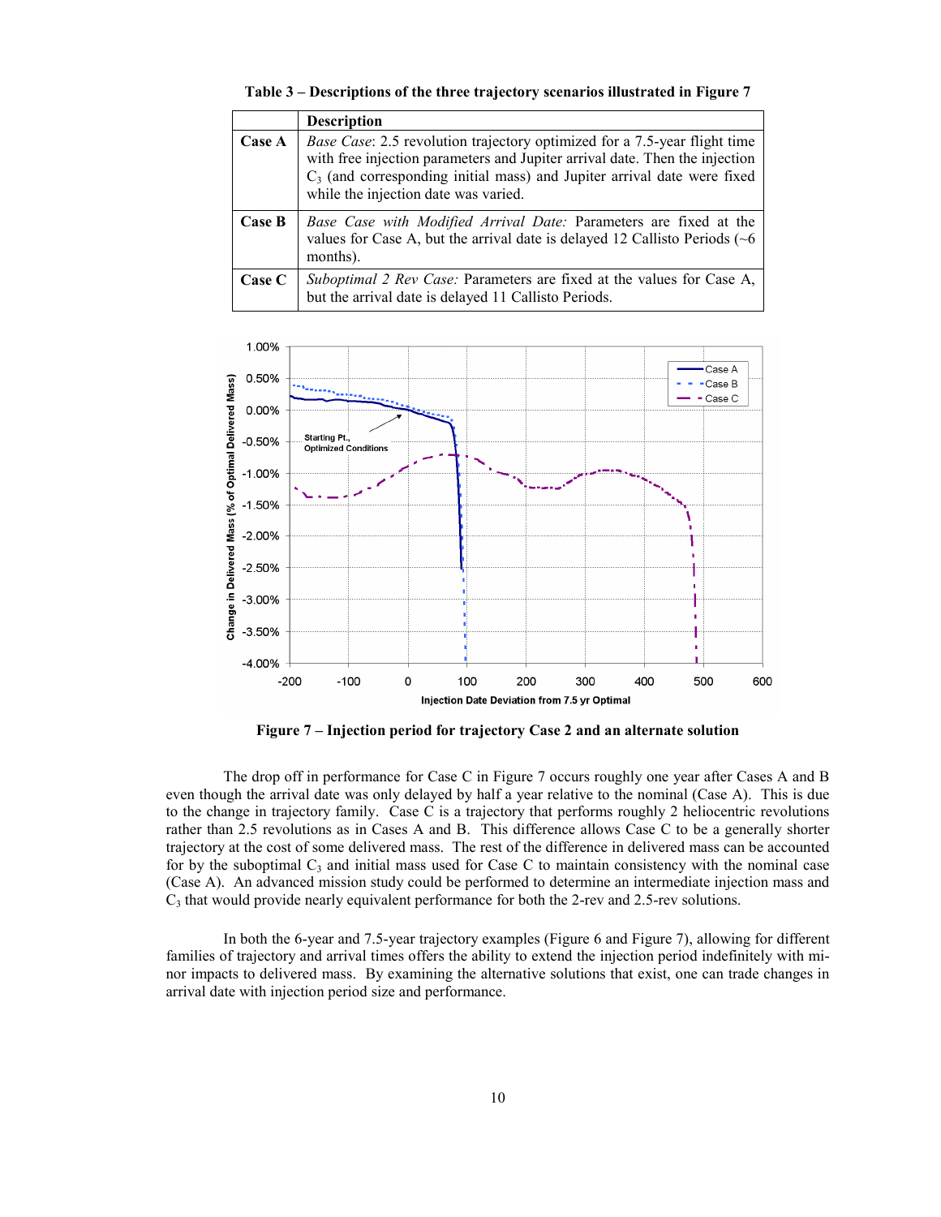**Table 3 – Descriptions of the three trajectory scenarios illustrated in Figure 7**

| | Description |
|---|---|
| **Case A** | *Base Case*: 2.5 revolution trajectory optimized for a 7.5-year flight time with free injection parameters and Jupiter arrival date. Then the injection $C_3$ (and corresponding initial mass) and Jupiter arrival date were fixed while the injection date was varied. |
| **Case B** | *Base Case with Modified Arrival Date:* Parameters are fixed at the values for Case A, but the arrival date is delayed 12 Callisto Periods (~6 months). |
| **Case C** | *Suboptimal 2 Rev Case:* Parameters are fixed at the values for Case A, but the arrival date is delayed 11 Callisto Periods. |

**Figure 7 – Injection period for trajectory Case 2 and an alternate solution**

The drop off in performance for Case C in Figure 7 occurs roughly one year after Cases A and B even though the arrival date was only delayed by half a year relative to the nominal (Case A). This is due to the change in trajectory family. Case C is a trajectory that performs roughly 2 heliocentric revolutions rather than 2.5 revolutions as in Cases A and B. This difference allows Case C to be a generally shorter trajectory at the cost of some delivered mass. The rest of the difference in delivered mass can be accounted for by the suboptimal $C_3$ and initial mass used for Case C to maintain consistency with the nominal case (Case A). An advanced mission study could be performed to determine an intermediate injection mass and $C_3$ that would provide nearly equivalent performance for both the 2-rev and 2.5-rev solutions.

In both the 6-year and 7.5-year trajectory examples (Figure 6 and Figure 7), allowing for different families of trajectory and arrival times offers the ability to extend the injection period indefinitely with minor impacts to delivered mass. By examining the alternative solutions that exist, one can trade changes in arrival date with injection period size and performance.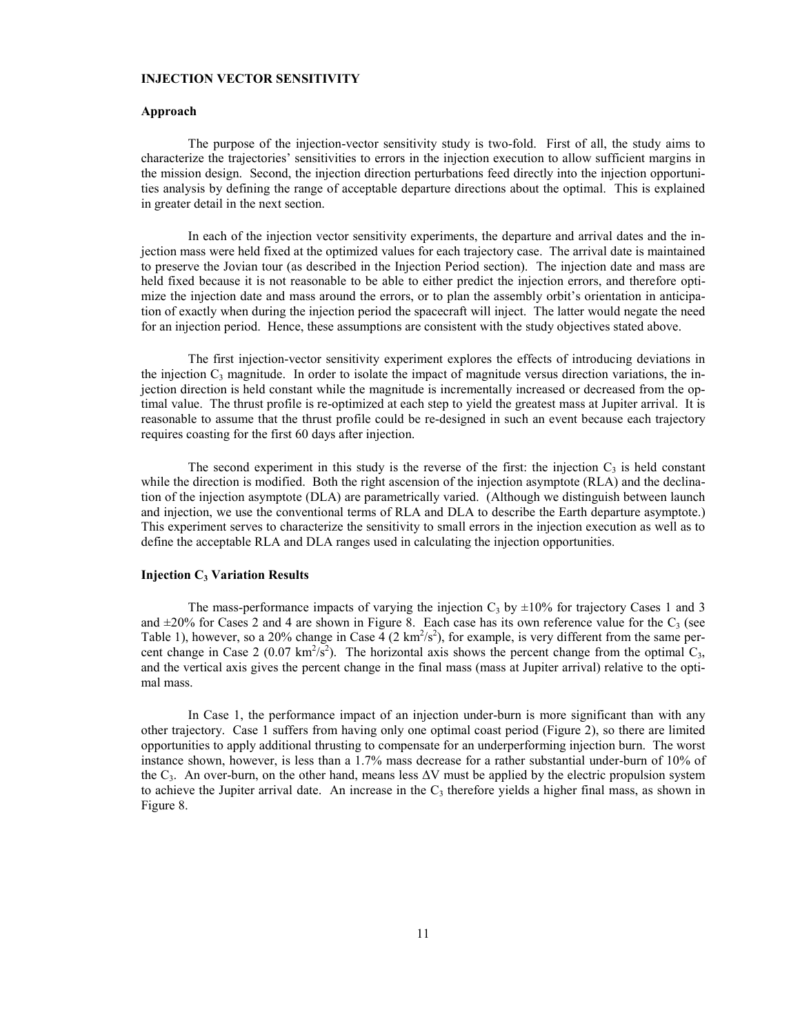## INJECTION VECTOR SENSITIVITY

### Approach

The purpose of the injection-vector sensitivity study is two-fold. First of all, the study aims to characterize the trajectories' sensitivities to errors in the injection execution to allow sufficient margins in the mission design. Second, the injection direction perturbations feed directly into the injection opportunities analysis by defining the range of acceptable departure directions about the optimal. This is explained in greater detail in the next section.

In each of the injection vector sensitivity experiments, the departure and arrival dates and the injection mass were held fixed at the optimized values for each trajectory case. The arrival date is maintained to preserve the Jovian tour (as described in the Injection Period section). The injection date and mass are held fixed because it is not reasonable to be able to either predict the injection errors, and therefore optimize the injection date and mass around the errors, or to plan the assembly orbit's orientation in anticipation of exactly when during the injection period the spacecraft will inject. The latter would negate the need for an injection period. Hence, these assumptions are consistent with the study objectives stated above.

The first injection-vector sensitivity experiment explores the effects of introducing deviations in the injection $C_3$ magnitude. In order to isolate the impact of magnitude versus direction variations, the injection direction is held constant while the magnitude is incrementally increased or decreased from the optimal value. The thrust profile is re-optimized at each step to yield the greatest mass at Jupiter arrival. It is reasonable to assume that the thrust profile could be re-designed in such an event because each trajectory requires coasting for the first 60 days after injection.

The second experiment in this study is the reverse of the first: the injection $C_3$ is held constant while the direction is modified. Both the right ascension of the injection asymptote (RLA) and the declination of the injection asymptote (DLA) are parametrically varied. (Although we distinguish between launch and injection, we use the conventional terms of RLA and DLA to describe the Earth departure asymptote.) This experiment serves to characterize the sensitivity to small errors in the injection execution as well as to define the acceptable RLA and DLA ranges used in calculating the injection opportunities.

### Injection $C_3$ Variation Results

The mass-performance impacts of varying the injection $C_3$ by ±10% for trajectory Cases 1 and 3 and ±20% for Cases 2 and 4 are shown in Figure 8. Each case has its own reference value for the $C_3$ (see Table 1), however, so a 20% change in Case 4 (2 $km^2/s^2$), for example, is very different from the same percent change in Case 2 (0.07 $km^2/s^2$). The horizontal axis shows the percent change from the optimal $C_3$, and the vertical axis gives the percent change in the final mass (mass at Jupiter arrival) relative to the optimal mass.

In Case 1, the performance impact of an injection under-burn is more significant than with any other trajectory. Case 1 suffers from having only one optimal coast period (Figure 2), so there are limited opportunities to apply additional thrusting to compensate for an underperforming injection burn. The worst instance shown, however, is less than a 1.7% mass decrease for a rather substantial under-burn of 10% of the $C_3$. An over-burn, on the other hand, means less $\Delta V$ must be applied by the electric propulsion system to achieve the Jupiter arrival date. An increase in the $C_3$ therefore yields a higher final mass, as shown in Figure 8.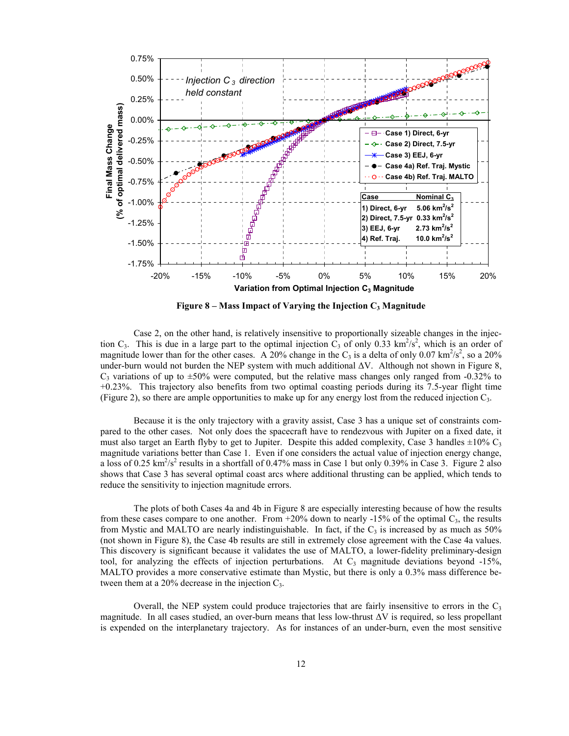Figure 8 – Mass Impact of Varying the Injection $C_3$ Magnitude

Case 2, on the other hand, is relatively insensitive to proportionally sizeable changes in the injection $C_3$. This is due in a large part to the optimal injection $C_3$ of only 0.33 $km^2/s^2$, which is an order of magnitude lower than for the other cases. A 20% change in the $C_3$ is a delta of only 0.07 $km^2/s^2$, so a 20% under-burn would not burden the NEP system with much additional $\Delta V$. Although not shown in Figure 8, $C_3$ variations of up to ±50% were computed, but the relative mass changes only ranged from -0.32% to +0.23%. This trajectory also benefits from two optimal coasting periods during its 7.5-year flight time (Figure 2), so there are ample opportunities to make up for any energy lost from the reduced injection $C_3$.

Because it is the only trajectory with a gravity assist, Case 3 has a unique set of constraints compared to the other cases. Not only does the spacecraft have to rendezvous with Jupiter on a fixed date, it must also target an Earth flyby to get to Jupiter. Despite this added complexity, Case 3 handles ±10% $C_3$ magnitude variations better than Case 1. Even if one considers the actual value of injection energy change, a loss of 0.25 $km^2/s^2$ results in a shortfall of 0.47% mass in Case 1 but only 0.39% in Case 3. Figure 2 also shows that Case 3 has several optimal coast arcs where additional thrusting can be applied, which tends to reduce the sensitivity to injection magnitude errors.

The plots of both Cases 4a and 4b in Figure 8 are especially interesting because of how the results from these cases compare to one another. From +20% down to nearly -15% of the optimal $C_3$, the results from Mystic and MALTO are nearly indistinguishable. In fact, if the $C_3$ is increased by as much as 50% (not shown in Figure 8), the Case 4b results are still in extremely close agreement with the Case 4a values. This discovery is significant because it validates the use of MALTO, a lower-fidelity preliminary-design tool, for analyzing the effects of injection perturbations. At $C_3$ magnitude deviations beyond -15%, MALTO provides a more conservative estimate than Mystic, but there is only a 0.3% mass difference between them at a 20% decrease in the injection $C_3$.

Overall, the NEP system could produce trajectories that are fairly insensitive to errors in the $C_3$ magnitude. In all cases studied, an over-burn means that less low-thrust $\Delta V$ is required, so less propellant is expended on the interplanetary trajectory. As for instances of an under-burn, even the most sensitive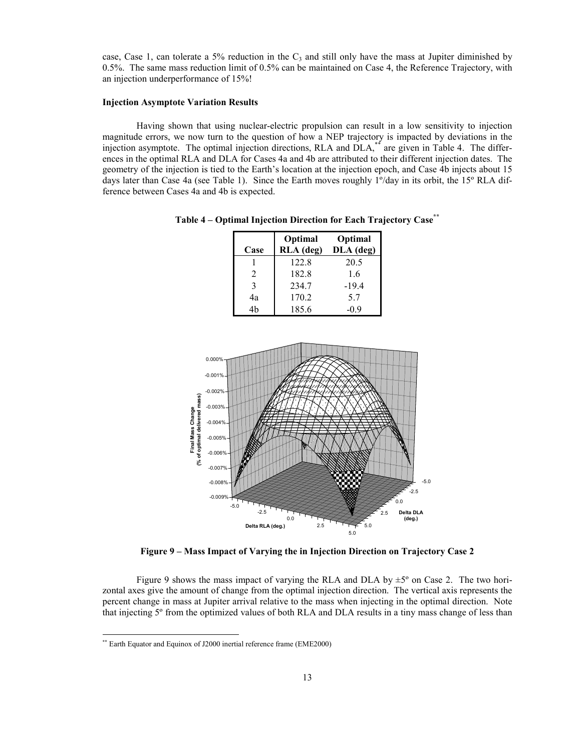case, Case 1, can tolerate a 5% reduction in the $C_3$ and still only have the mass at Jupiter diminished by 0.5%. The same mass reduction limit of 0.5% can be maintained on Case 4, the Reference Trajectory, with an injection underperformance of 15%!

**Injection Asymptote Variation Results**

Having shown that using nuclear-electric propulsion can result in a low sensitivity to injection magnitude errors, we now turn to the question of how a NEP trajectory is impacted by deviations in the injection asymptote. The optimal injection directions, RLA and DLA,[**] are given in Table 4. The differences in the optimal RLA and DLA for Cases 4a and 4b are attributed to their different injection dates. The geometry of the injection is tied to the Earth's location at the injection epoch, and Case 4b injects about 15 days later than Case 4a (see Table 1). Since the Earth moves roughly 1º/day in its orbit, the 15º RLA difference between Cases 4a and 4b is expected.

**Table 4 – Optimal Injection Direction for Each Trajectory Case[**]**

| Case | Optimal RLA (deg) | Optimal DLA (deg) |
|---|---|---|
| 1 | 122.8 | 20.5 |
| 2 | 182.8 | 1.6 |
| 3 | 234.7 | -19.4 |
| 4a | 170.2 | 5.7 |
| 4b | 185.6 | -0.9 |

**Figure 9 – Mass Impact of Varying the in Injection Direction on Trajectory Case 2**

Figure 9 shows the mass impact of varying the RLA and DLA by ±5º on Case 2. The two horizontal axes give the amount of change from the optimal injection direction. The vertical axis represents the percent change in mass at Jupiter arrival relative to the mass when injecting in the optimal direction. Note that injecting 5º from the optimized values of both RLA and DLA results in a tiny mass change of less than

[**] Earth Equator and Equinox of J2000 inertial reference frame (EME2000)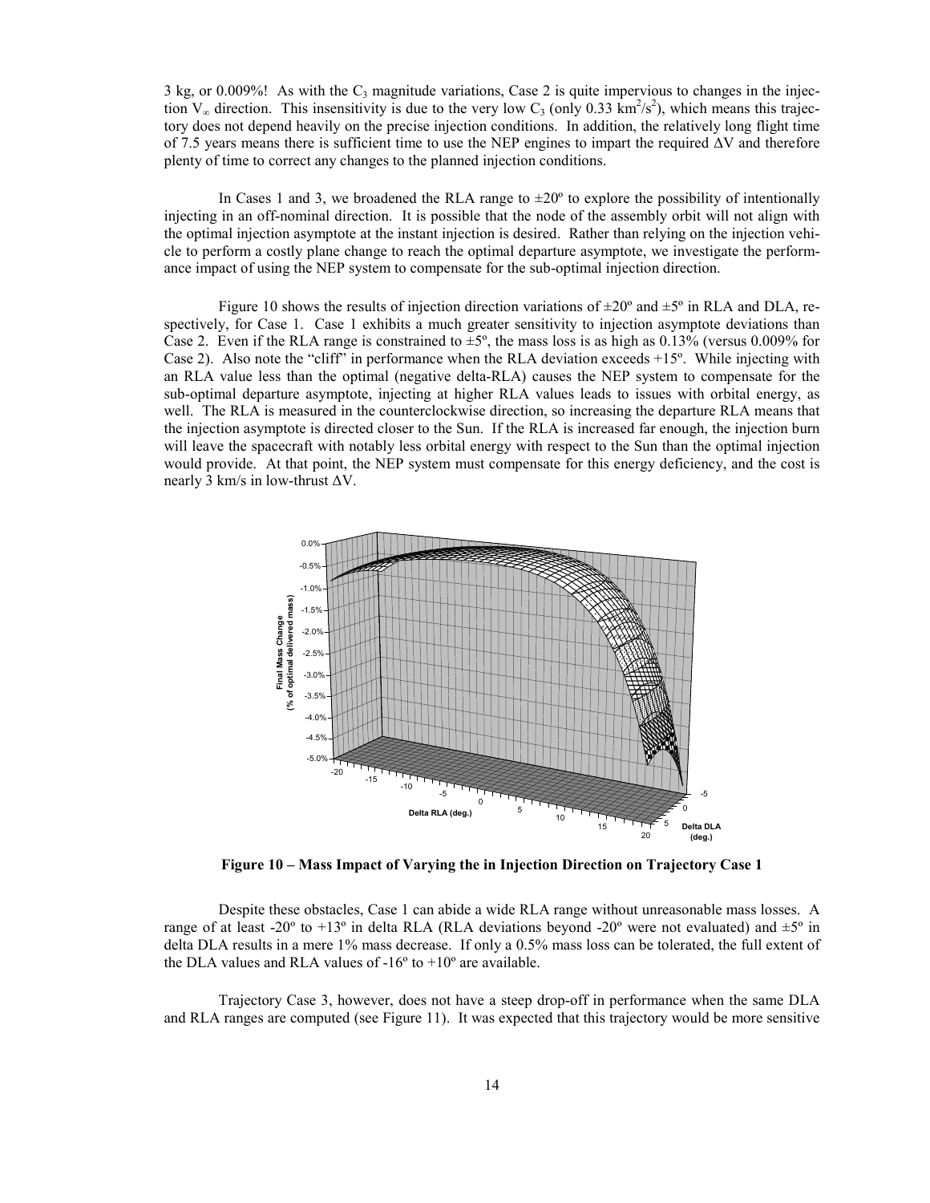3 kg, or 0.009%! As with the $C_3$ magnitude variations, Case 2 is quite impervious to changes in the injection $V_\infty$ direction. This insensitivity is due to the very low $C_3$ (only 0.33 $km^2/s^2$), which means this trajectory does not depend heavily on the precise injection conditions. In addition, the relatively long flight time of 7.5 years means there is sufficient time to use the NEP engines to impart the required $\Delta V$ and therefore plenty of time to correct any changes to the planned injection conditions.

In Cases 1 and 3, we broadened the RLA range to ±20º to explore the possibility of intentionally injecting in an off-nominal direction. It is possible that the node of the assembly orbit will not align with the optimal injection asymptote at the instant injection is desired. Rather than relying on the injection vehicle to perform a costly plane change to reach the optimal departure asymptote, we investigate the performance impact of using the NEP system to compensate for the sub-optimal injection direction.

Figure 10 shows the results of injection direction variations of ±20º and ±5º in RLA and DLA, respectively, for Case 1. Case 1 exhibits a much greater sensitivity to injection asymptote deviations than Case 2. Even if the RLA range is constrained to ±5º, the mass loss is as high as 0.13% (versus 0.009% for Case 2). Also note the "cliff" in performance when the RLA deviation exceeds +15º. While injecting with an RLA value less than the optimal (negative delta-RLA) causes the NEP system to compensate for the sub-optimal departure asymptote, injecting at higher RLA values leads to issues with orbital energy, as well. The RLA is measured in the counterclockwise direction, so increasing the departure RLA means that the injection asymptote is directed closer to the Sun. If the RLA is increased far enough, the injection burn will leave the spacecraft with notably less orbital energy with respect to the Sun than the optimal injection would provide. At that point, the NEP system must compensate for this energy deficiency, and the cost is nearly 3 km/s in low-thrust $\Delta V$.

**Figure 10 – Mass Impact of Varying the in Injection Direction on Trajectory Case 1**

Despite these obstacles, Case 1 can abide a wide RLA range without unreasonable mass losses. A range of at least -20º to +13º in delta RLA (RLA deviations beyond -20º were not evaluated) and ±5º in delta DLA results in a mere 1% mass decrease. If only a 0.5% mass loss can be tolerated, the full extent of the DLA values and RLA values of -16º to +10º are available.

Trajectory Case 3, however, does not have a steep drop-off in performance when the same DLA and RLA ranges are computed (see Figure 11). It was expected that this trajectory would be more sensitive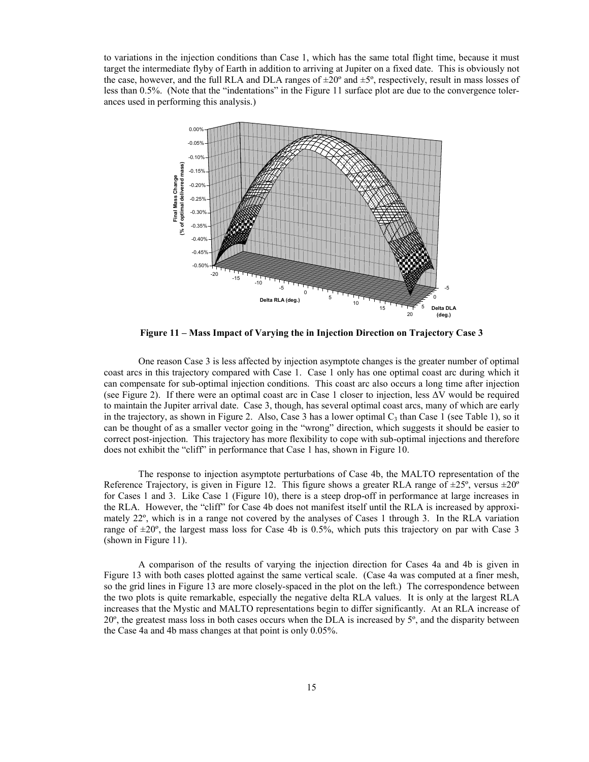to variations in the injection conditions than Case 1, which has the same total flight time, because it must target the intermediate flyby of Earth in addition to arriving at Jupiter on a fixed date. This is obviously not the case, however, and the full RLA and DLA ranges of ±20º and ±5º, respectively, result in mass losses of less than 0.5%. (Note that the "indentations" in the Figure 11 surface plot are due to the convergence tolerances used in performing this analysis.)

**Figure 11 – Mass Impact of Varying the in Injection Direction on Trajectory Case 3**

One reason Case 3 is less affected by injection asymptote changes is the greater number of optimal coast arcs in this trajectory compared with Case 1. Case 1 only has one optimal coast arc during which it can compensate for sub-optimal injection conditions. This coast arc also occurs a long time after injection (see Figure 2). If there were an optimal coast arc in Case 1 closer to injection, less $\Delta V$ would be required to maintain the Jupiter arrival date. Case 3, though, has several optimal coast arcs, many of which are early in the trajectory, as shown in Figure 2. Also, Case 3 has a lower optimal $C_3$ than Case 1 (see Table 1), so it can be thought of as a smaller vector going in the "wrong" direction, which suggests it should be easier to correct post-injection. This trajectory has more flexibility to cope with sub-optimal injections and therefore does not exhibit the "cliff" in performance that Case 1 has, shown in Figure 10.

The response to injection asymptote perturbations of Case 4b, the MALTO representation of the Reference Trajectory, is given in Figure 12. This figure shows a greater RLA range of ±25º, versus ±20º for Cases 1 and 3. Like Case 1 (Figure 10), there is a steep drop-off in performance at large increases in the RLA. However, the "cliff" for Case 4b does not manifest itself until the RLA is increased by approximately 22º, which is in a range not covered by the analyses of Cases 1 through 3. In the RLA variation range of ±20º, the largest mass loss for Case 4b is 0.5%, which puts this trajectory on par with Case 3 (shown in Figure 11).

A comparison of the results of varying the injection direction for Cases 4a and 4b is given in Figure 13 with both cases plotted against the same vertical scale. (Case 4a was computed at a finer mesh, so the grid lines in Figure 13 are more closely-spaced in the plot on the left.) The correspondence between the two plots is quite remarkable, especially the negative delta RLA values. It is only at the largest RLA increases that the Mystic and MALTO representations begin to differ significantly. At an RLA increase of 20º, the greatest mass loss in both cases occurs when the DLA is increased by 5º, and the disparity between the Case 4a and 4b mass changes at that point is only 0.05%.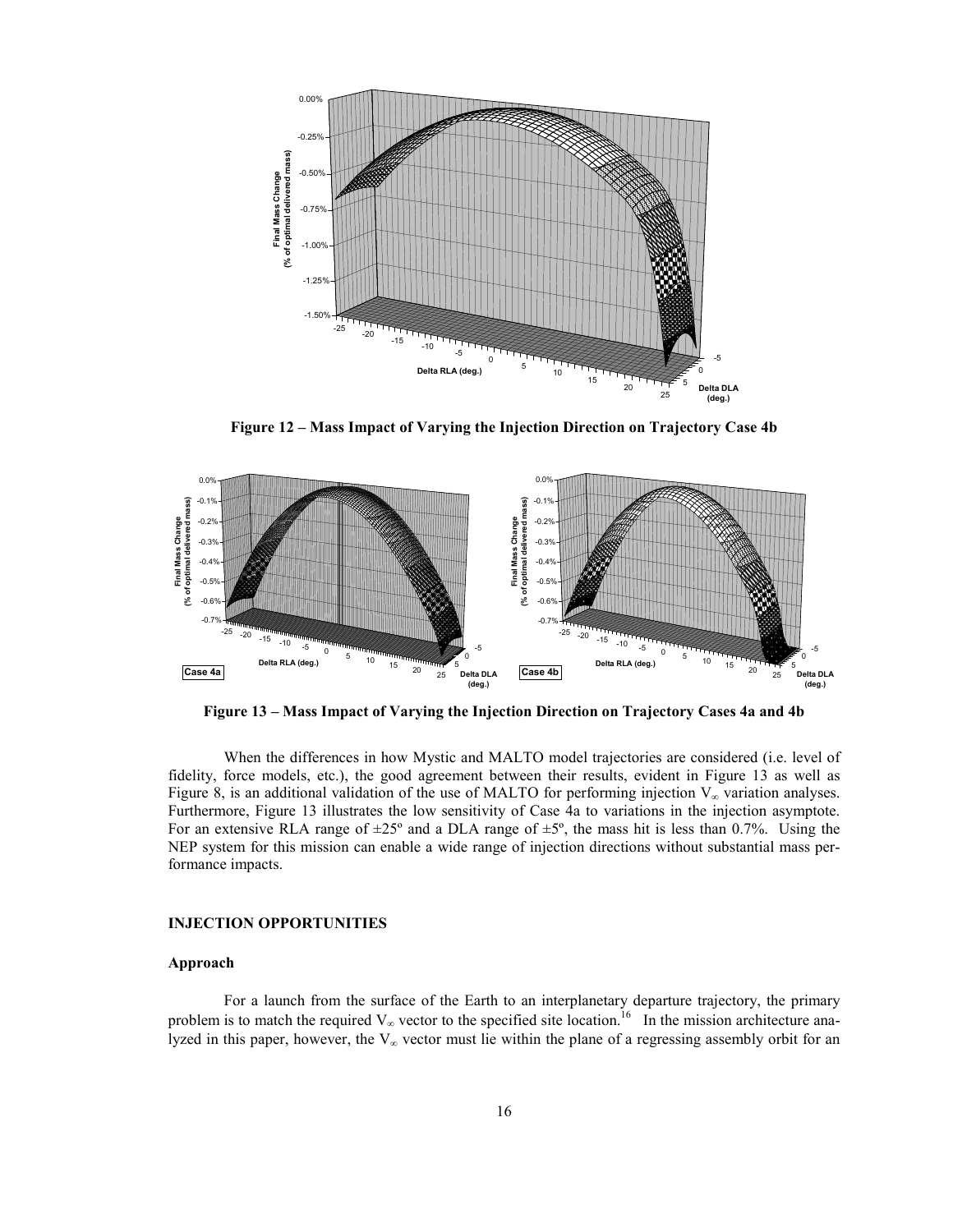**Figure 12 – Mass Impact of Varying the Injection Direction on Trajectory Case 4b**

**Figure 13 – Mass Impact of Varying the Injection Direction on Trajectory Cases 4a and 4b**

When the differences in how Mystic and MALTO model trajectories are considered (i.e. level of fidelity, force models, etc.), the good agreement between their results, evident in Figure 13 as well as Figure 8, is an additional validation of the use of MALTO for performing injection $V_\infty$ variation analyses. Furthermore, Figure 13 illustrates the low sensitivity of Case 4a to variations in the injection asymptote. For an extensive RLA range of ±25º and a DLA range of ±5º, the mass hit is less than 0.7%. Using the NEP system for this mission can enable a wide range of injection directions without substantial mass performance impacts.

## INJECTION OPPORTUNITIES

### Approach

For a launch from the surface of the Earth to an interplanetary departure trajectory, the primary problem is to match the required $V_\infty$ vector to the specified site location.[16] In the mission architecture analyzed in this paper, however, the $V_\infty$ vector must lie within the plane of a regressing assembly orbit for an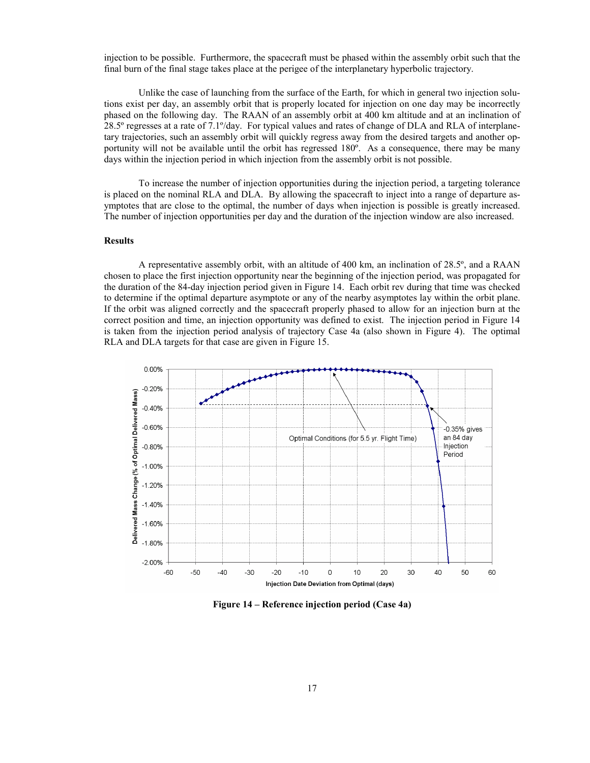injection to be possible. Furthermore, the spacecraft must be phased within the assembly orbit such that the final burn of the final stage takes place at the perigee of the interplanetary hyperbolic trajectory.

Unlike the case of launching from the surface of the Earth, for which in general two injection solutions exist per day, an assembly orbit that is properly located for injection on one day may be incorrectly phased on the following day. The RAAN of an assembly orbit at 400 km altitude and at an inclination of 28.5º regresses at a rate of 7.1º/day. For typical values and rates of change of DLA and RLA of interplanetary trajectories, such an assembly orbit will quickly regress away from the desired targets and another opportunity will not be available until the orbit has regressed 180º. As a consequence, there may be many days within the injection period in which injection from the assembly orbit is not possible.

To increase the number of injection opportunities during the injection period, a targeting tolerance is placed on the nominal RLA and DLA. By allowing the spacecraft to inject into a range of departure asymptotes that are close to the optimal, the number of days when injection is possible is greatly increased. The number of injection opportunities per day and the duration of the injection window are also increased.

**Results**

A representative assembly orbit, with an altitude of 400 km, an inclination of 28.5º, and a RAAN chosen to place the first injection opportunity near the beginning of the injection period, was propagated for the duration of the 84-day injection period given in Figure 14. Each orbit rev during that time was checked to determine if the optimal departure asymptote or any of the nearby asymptotes lay within the orbit plane. If the orbit was aligned correctly and the spacecraft properly phased to allow for an injection burn at the correct position and time, an injection opportunity was defined to exist. The injection period in Figure 14 is taken from the injection period analysis of trajectory Case 4a (also shown in Figure 4). The optimal RLA and DLA targets for that case are given in Figure 15.

**Figure 14 – Reference injection period (Case 4a)**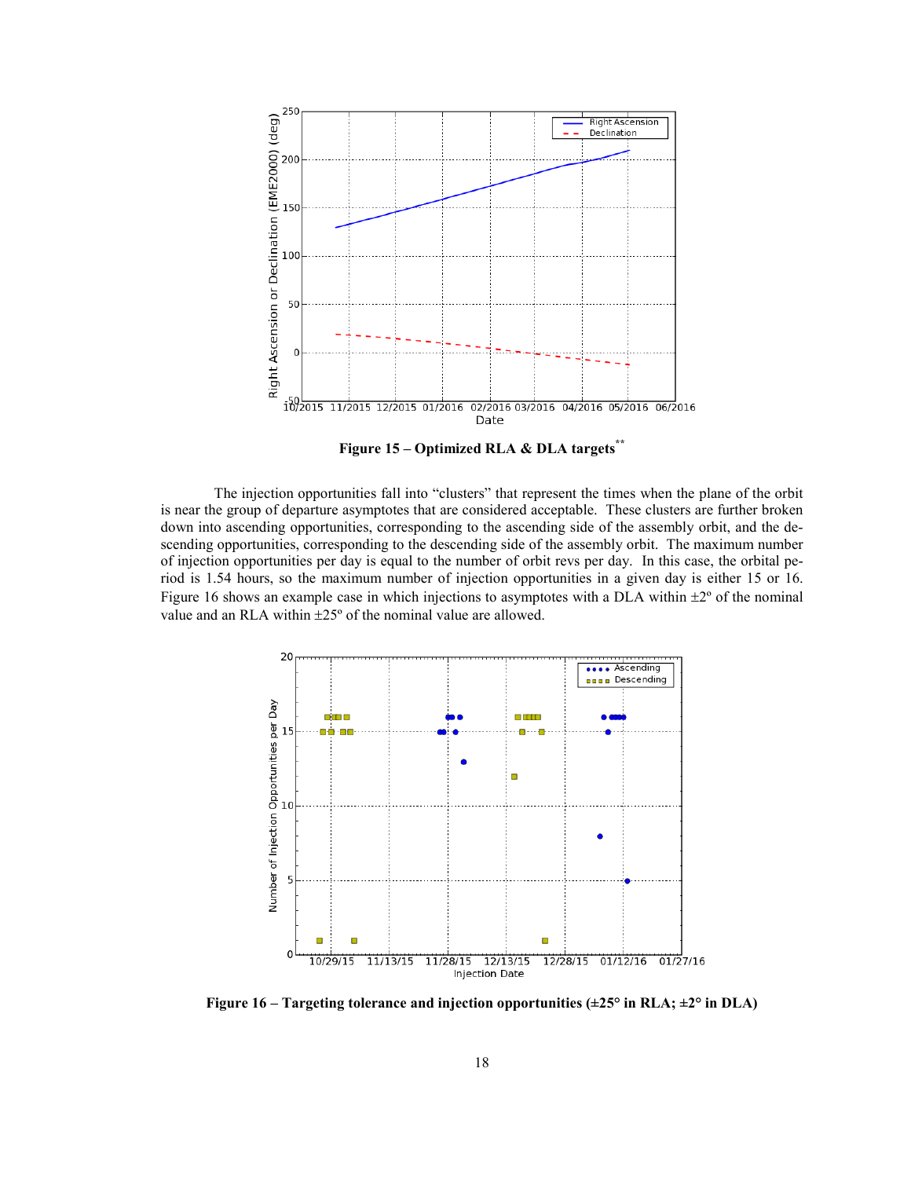**Figure 15 – Optimized RLA & DLA targets[**]**

The injection opportunities fall into "clusters" that represent the times when the plane of the orbit is near the group of departure asymptotes that are considered acceptable. These clusters are further broken down into ascending opportunities, corresponding to the ascending side of the assembly orbit, and the descending opportunities, corresponding to the descending side of the assembly orbit. The maximum number of injection opportunities per day is equal to the number of orbit revs per day. In this case, the orbital period is 1.54 hours, so the maximum number of injection opportunities in a given day is either 15 or 16. Figure 16 shows an example case in which injections to asymptotes with a DLA within ±2º of the nominal value and an RLA within ±25º of the nominal value are allowed.

**Figure 16 – Targeting tolerance and injection opportunities (±25° in RLA; ±2° in DLA)**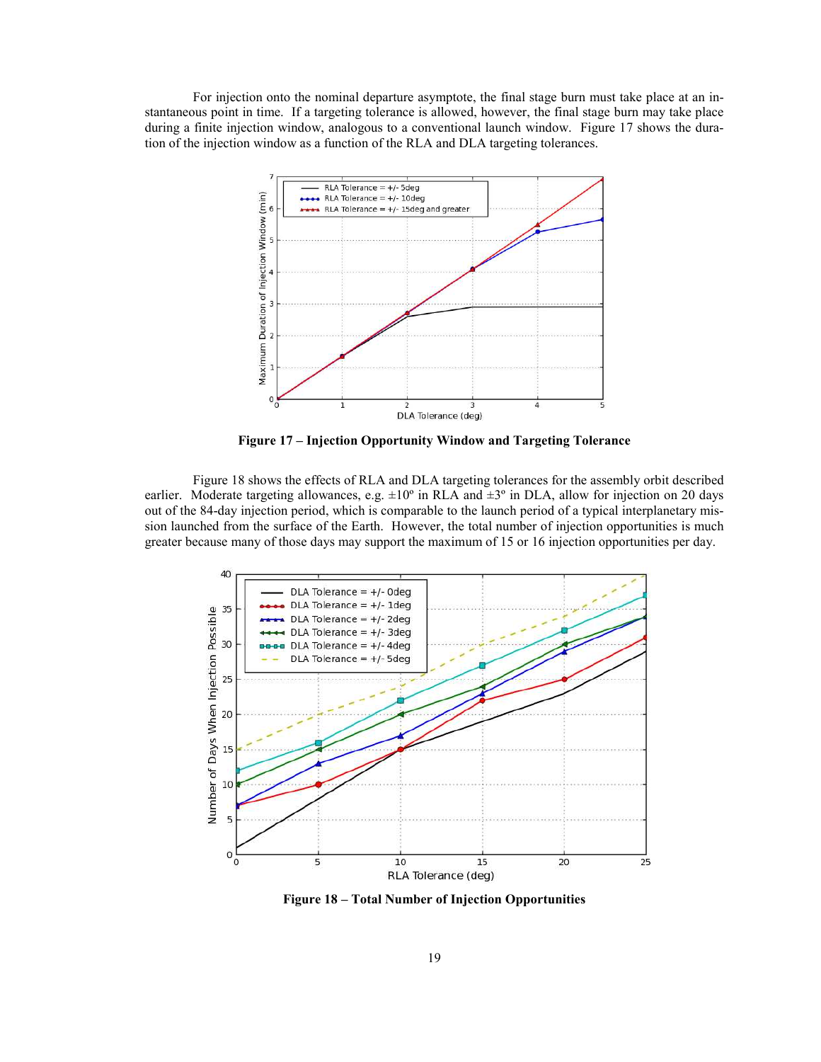For injection onto the nominal departure asymptote, the final stage burn must take place at an instantaneous point in time. If a targeting tolerance is allowed, however, the final stage burn may take place during a finite injection window, analogous to a conventional launch window. Figure 17 shows the duration of the injection window as a function of the RLA and DLA targeting tolerances.

**Figure 17 – Injection Opportunity Window and Targeting Tolerance**

Figure 18 shows the effects of RLA and DLA targeting tolerances for the assembly orbit described earlier. Moderate targeting allowances, e.g. ±10º in RLA and ±3º in DLA, allow for injection on 20 days out of the 84-day injection period, which is comparable to the launch period of a typical interplanetary mission launched from the surface of the Earth. However, the total number of injection opportunities is much greater because many of those days may support the maximum of 15 or 16 injection opportunities per day.

**Figure 18 – Total Number of Injection Opportunities**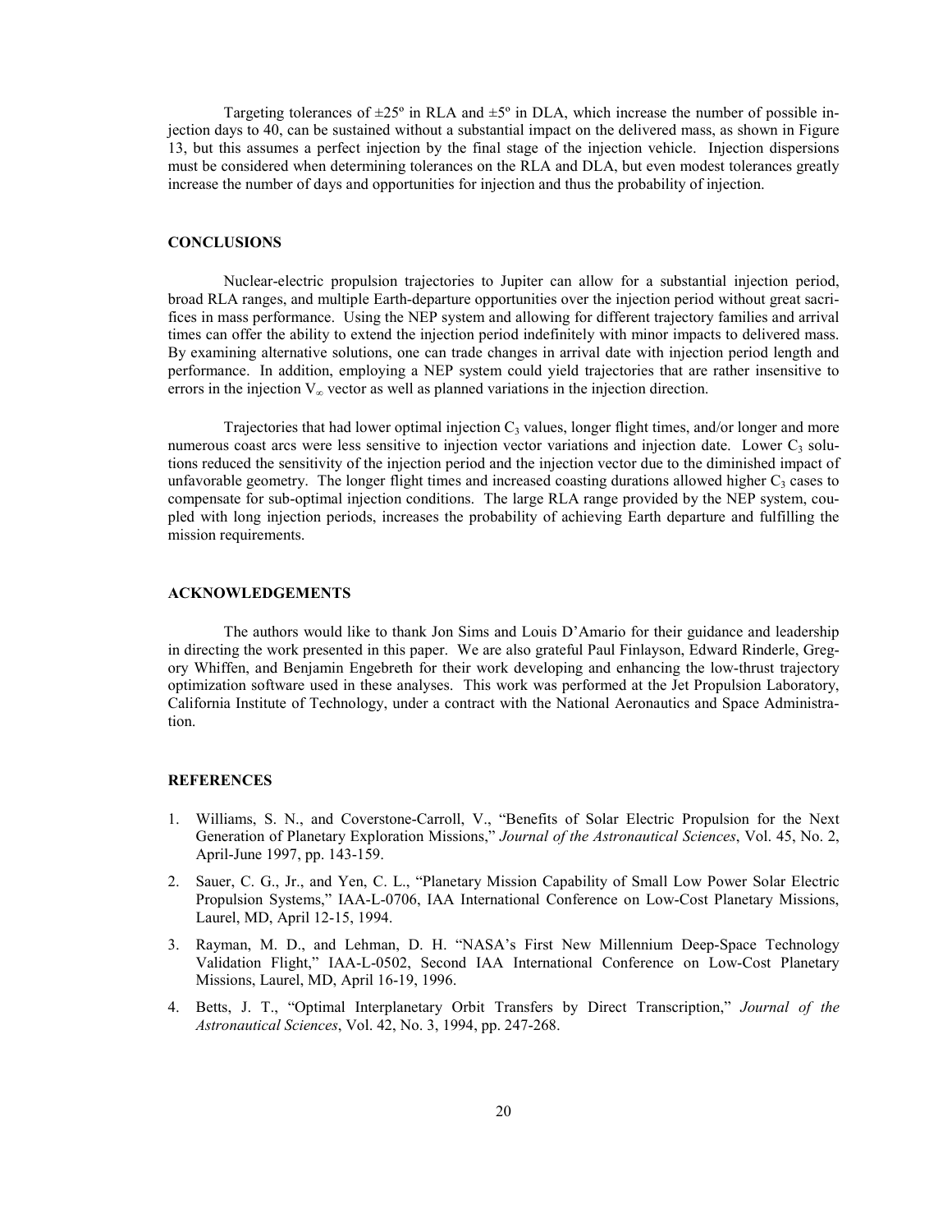Targeting tolerances of ±25º in RLA and ±5º in DLA, which increase the number of possible injection days to 40, can be sustained without a substantial impact on the delivered mass, as shown in Figure 13, but this assumes a perfect injection by the final stage of the injection vehicle. Injection dispersions must be considered when determining tolerances on the RLA and DLA, but even modest tolerances greatly increase the number of days and opportunities for injection and thus the probability of injection.

## CONCLUSIONS

Nuclear-electric propulsion trajectories to Jupiter can allow for a substantial injection period, broad RLA ranges, and multiple Earth-departure opportunities over the injection period without great sacrifices in mass performance. Using the NEP system and allowing for different trajectory families and arrival times can offer the ability to extend the injection period indefinitely with minor impacts to delivered mass. By examining alternative solutions, one can trade changes in arrival date with injection period length and performance. In addition, employing a NEP system could yield trajectories that are rather insensitive to errors in the injection $V_\infty$ vector as well as planned variations in the injection direction.

Trajectories that had lower optimal injection $C_3$ values, longer flight times, and/or longer and more numerous coast arcs were less sensitive to injection vector variations and injection date. Lower $C_3$ solutions reduced the sensitivity of the injection period and the injection vector due to the diminished impact of unfavorable geometry. The longer flight times and increased coasting durations allowed higher $C_3$ cases to compensate for sub-optimal injection conditions. The large RLA range provided by the NEP system, coupled with long injection periods, increases the probability of achieving Earth departure and fulfilling the mission requirements.

## ACKNOWLEDGEMENTS

The authors would like to thank Jon Sims and Louis D'Amario for their guidance and leadership in directing the work presented in this paper. We are also grateful Paul Finlayson, Edward Rinderle, Gregory Whiffen, and Benjamin Engebreth for their work developing and enhancing the low-thrust trajectory optimization software used in these analyses. This work was performed at the Jet Propulsion Laboratory, California Institute of Technology, under a contract with the National Aeronautics and Space Administration.

## REFERENCES

1. Williams, S. N., and Coverstone-Carroll, V., "Benefits of Solar Electric Propulsion for the Next Generation of Planetary Exploration Missions," *Journal of the Astronautical Sciences*, Vol. 45, No. 2, April-June 1997, pp. 143-159.
2. Sauer, C. G., Jr., and Yen, C. L., "Planetary Mission Capability of Small Low Power Solar Electric Propulsion Systems," IAA-L-0706, IAA International Conference on Low-Cost Planetary Missions, Laurel, MD, April 12-15, 1994.
3. Rayman, M. D., and Lehman, D. H. "NASA's First New Millennium Deep-Space Technology Validation Flight," IAA-L-0502, Second IAA International Conference on Low-Cost Planetary Missions, Laurel, MD, April 16-19, 1996.
4. Betts, J. T., "Optimal Interplanetary Orbit Transfers by Direct Transcription," *Journal of the Astronautical Sciences*, Vol. 42, No. 3, 1994, pp. 247-268.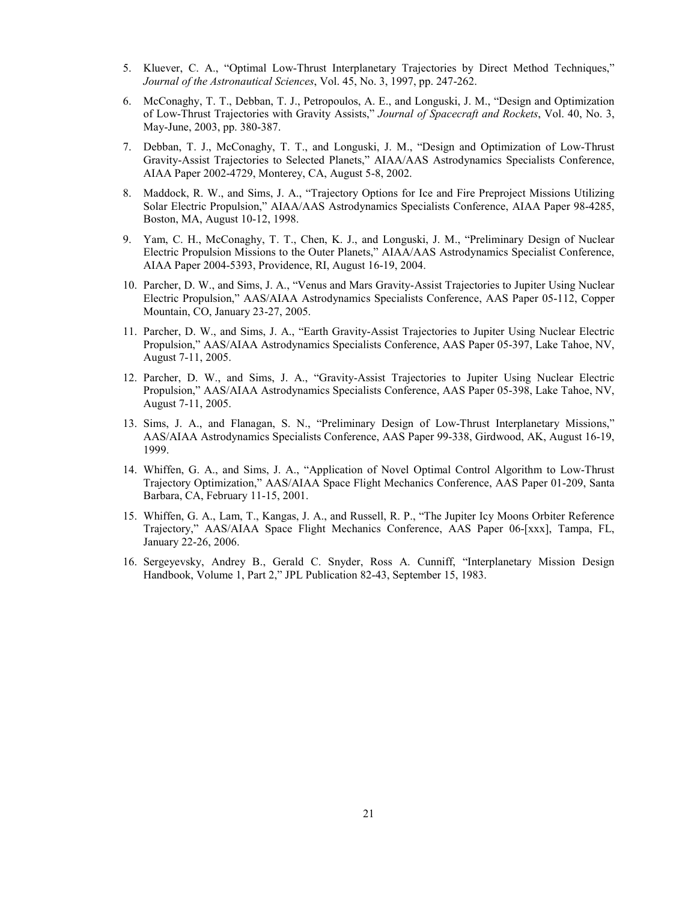5. Kluever, C. A., "Optimal Low-Thrust Interplanetary Trajectories by Direct Method Techniques," *Journal of the Astronautical Sciences*, Vol. 45, No. 3, 1997, pp. 247-262.
6. McConaghy, T. T., Debban, T. J., Petropoulos, A. E., and Longuski, J. M., "Design and Optimization of Low-Thrust Trajectories with Gravity Assists," *Journal of Spacecraft and Rockets*, Vol. 40, No. 3, May-June, 2003, pp. 380-387.
7. Debban, T. J., McConaghy, T. T., and Longuski, J. M., "Design and Optimization of Low-Thrust Gravity-Assist Trajectories to Selected Planets," AIAA/AAS Astrodynamics Specialists Conference, AIAA Paper 2002-4729, Monterey, CA, August 5-8, 2002.
8. Maddock, R. W., and Sims, J. A., "Trajectory Options for Ice and Fire Preproject Missions Utilizing Solar Electric Propulsion," AIAA/AAS Astrodynamics Specialists Conference, AIAA Paper 98-4285, Boston, MA, August 10-12, 1998.
9. Yam, C. H., McConaghy, T. T., Chen, K. J., and Longuski, J. M., "Preliminary Design of Nuclear Electric Propulsion Missions to the Outer Planets," AIAA/AAS Astrodynamics Specialist Conference, AIAA Paper 2004-5393, Providence, RI, August 16-19, 2004.
10. Parcher, D. W., and Sims, J. A., "Venus and Mars Gravity-Assist Trajectories to Jupiter Using Nuclear Electric Propulsion," AAS/AIAA Astrodynamics Specialists Conference, AAS Paper 05-112, Copper Mountain, CO, January 23-27, 2005.
11. Parcher, D. W., and Sims, J. A., "Earth Gravity-Assist Trajectories to Jupiter Using Nuclear Electric Propulsion," AAS/AIAA Astrodynamics Specialists Conference, AAS Paper 05-397, Lake Tahoe, NV, August 7-11, 2005.
12. Parcher, D. W., and Sims, J. A., "Gravity-Assist Trajectories to Jupiter Using Nuclear Electric Propulsion," AAS/AIAA Astrodynamics Specialists Conference, AAS Paper 05-398, Lake Tahoe, NV, August 7-11, 2005.
13. Sims, J. A., and Flanagan, S. N., "Preliminary Design of Low-Thrust Interplanetary Missions," AAS/AIAA Astrodynamics Specialists Conference, AAS Paper 99-338, Girdwood, AK, August 16-19, 1999.
14. Whiffen, G. A., and Sims, J. A., "Application of Novel Optimal Control Algorithm to Low-Thrust Trajectory Optimization," AAS/AIAA Space Flight Mechanics Conference, AAS Paper 01-209, Santa Barbara, CA, February 11-15, 2001.
15. Whiffen, G. A., Lam, T., Kangas, J. A., and Russell, R. P., "The Jupiter Icy Moons Orbiter Reference Trajectory," AAS/AIAA Space Flight Mechanics Conference, AAS Paper 06-[xxx], Tampa, FL, January 22-26, 2006.
16. Sergeyevsky, Andrey B., Gerald C. Snyder, Ross A. Cunniff, "Interplanetary Mission Design Handbook, Volume 1, Part 2," JPL Publication 82-43, September 15, 1983.